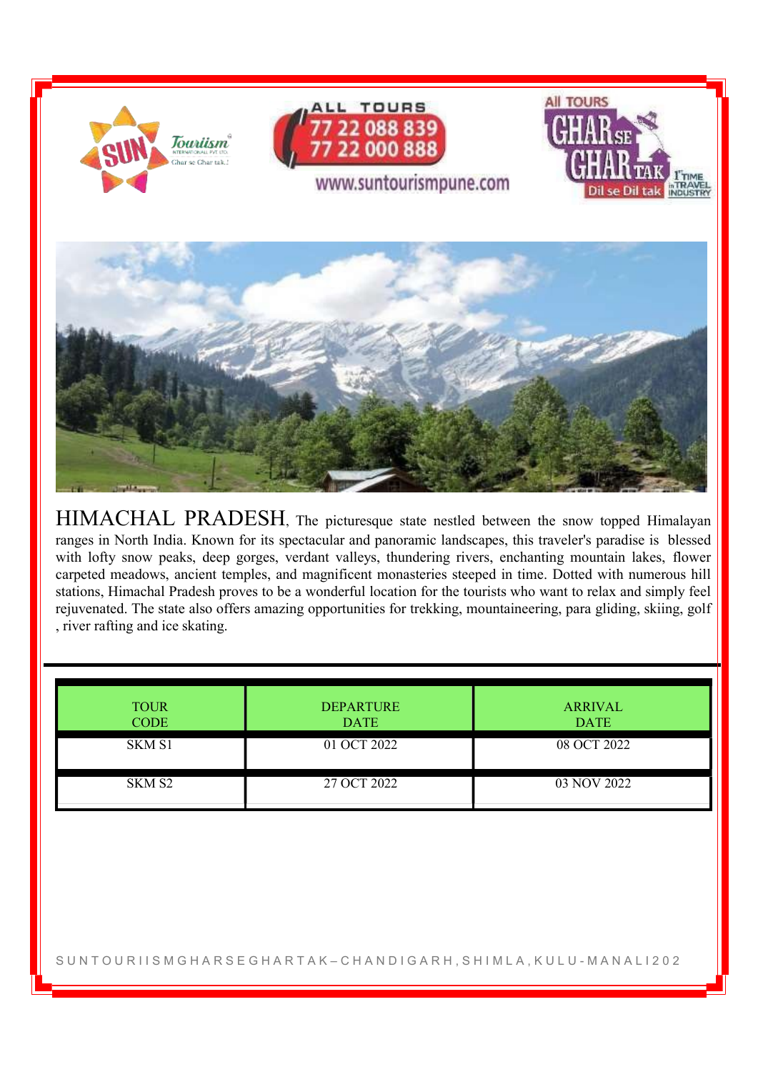ALL TOURS
77 22 088 839
77 22 000 888

www.suntourismpune.com

HIMACHAL PRADESH, The picturesque state nestled between the snow topped Himalayan ranges in North India. Known for its spectacular and panoramic landscapes, this traveler's paradise is blessed with lofty snow peaks, deep gorges, verdant valleys, thundering rivers, enchanting mountain lakes, flower carpeted meadows, ancient temples, and magnificent monasteries steeped in time. Dotted with numerous hill stations, Himachal Pradesh proves to be a wonderful location for the tourists who want to relax and simply feel rejuvenated. The state also offers amazing opportunities for trekking, mountaineering, para gliding, skiing, golf , river rafting and ice skating.

| TOUR CODE | DEPARTURE DATE | ARRIVAL DATE |
|---|---|---|
| SKM S1 | 01 OCT 2022 | 08 OCT 2022 |
| SKM S2 | 27 OCT 2022 | 03 NOV 2022 |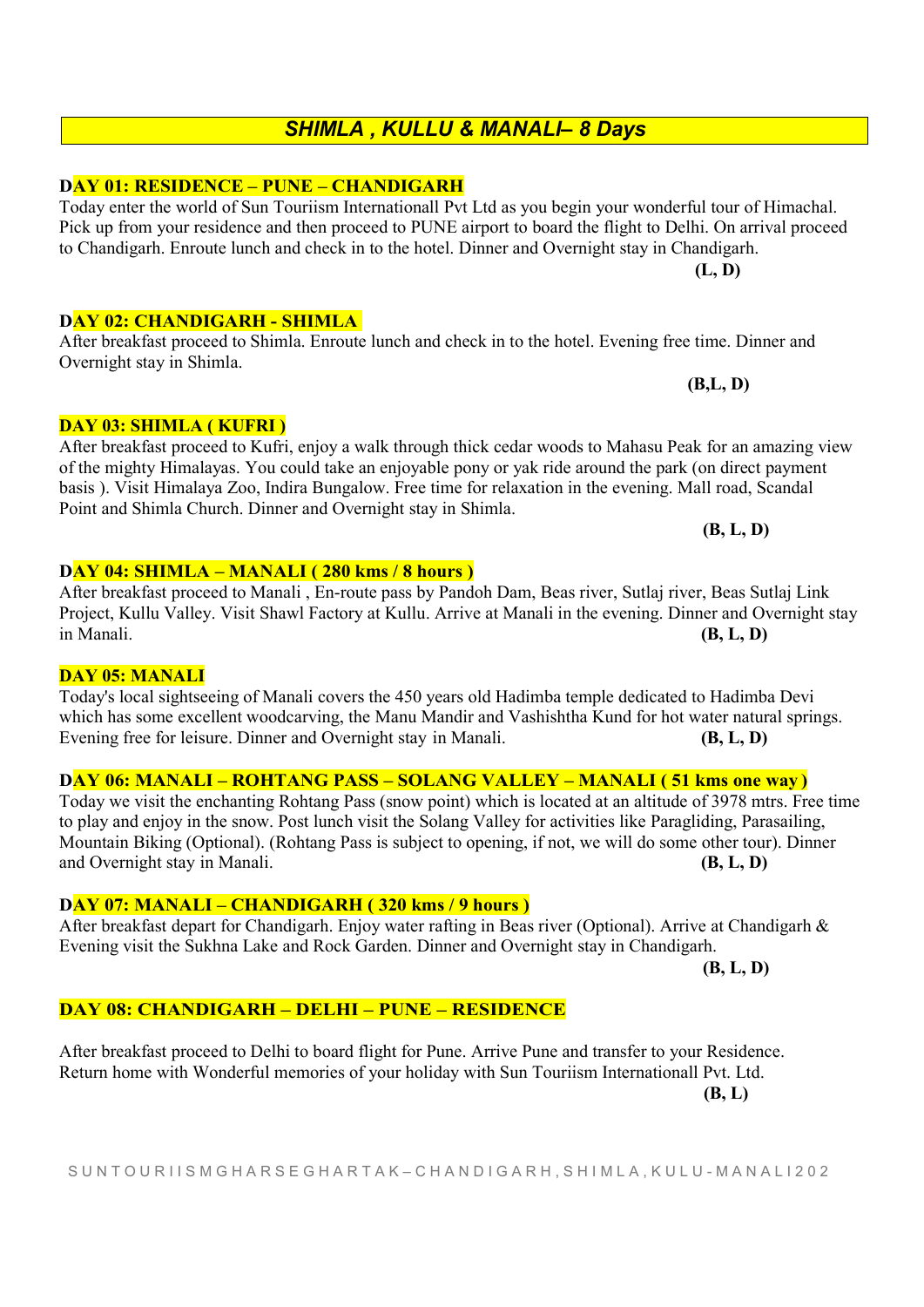# *SHIMLA , KULLU & MANALI– 8 Days*

**DAY 01: RESIDENCE – PUNE – CHANDIGARH**

Today enter the world of Sun Touriism Internationall Pvt Ltd as you begin your wonderful tour of Himachal. Pick up from your residence and then proceed to PUNE airport to board the flight to Delhi. On arrival proceed to Chandigarh. Enroute lunch and check in to the hotel. Dinner and Overnight stay in Chandigarh.

**(L, D)**

**DAY 02: CHANDIGARH - SHIMLA**

After breakfast proceed to Shimla. Enroute lunch and check in to the hotel. Evening free time. Dinner and Overnight stay in Shimla.

**(B,L, D)**

**DAY 03: SHIMLA ( KUFRI )**

After breakfast proceed to Kufri, enjoy a walk through thick cedar woods to Mahasu Peak for an amazing view of the mighty Himalayas. You could take an enjoyable pony or yak ride around the park (on direct payment basis ). Visit Himalaya Zoo, Indira Bungalow. Free time for relaxation in the evening. Mall road, Scandal Point and Shimla Church. Dinner and Overnight stay in Shimla.

**(B, L, D)**

**DAY 04: SHIMLA – MANALI ( 280 kms / 8 hours )**

After breakfast proceed to Manali , En-route pass by Pandoh Dam, Beas river, Sutlaj river, Beas Sutlaj Link Project, Kullu Valley. Visit Shawl Factory at Kullu. Arrive at Manali in the evening. Dinner and Overnight stay in Manali. **(B, L, D)**

**DAY 05: MANALI**

Today's local sightseeing of Manali covers the 450 years old Hadimba temple dedicated to Hadimba Devi which has some excellent woodcarving, the Manu Mandir and Vashishtha Kund for hot water natural springs. Evening free for leisure. Dinner and Overnight stay in Manali. **(B, L, D)**

**DAY 06: MANALI – ROHTANG PASS – SOLANG VALLEY – MANALI ( 51 kms one way )**

Today we visit the enchanting Rohtang Pass (snow point) which is located at an altitude of 3978 mtrs. Free time to play and enjoy in the snow. Post lunch visit the Solang Valley for activities like Paragliding, Parasailing, Mountain Biking (Optional). (Rohtang Pass is subject to opening, if not, we will do some other tour). Dinner and Overnight stay in Manali. **(B, L, D)**

**DAY 07: MANALI – CHANDIGARH ( 320 kms / 9 hours )**

After breakfast depart for Chandigarh. Enjoy water rafting in Beas river (Optional). Arrive at Chandigarh & Evening visit the Sukhna Lake and Rock Garden. Dinner and Overnight stay in Chandigarh.

**(B, L, D)**

**DAY 08: CHANDIGARH – DELHI – PUNE – RESIDENCE**

After breakfast proceed to Delhi to board flight for Pune. Arrive Pune and transfer to your Residence. Return home with Wonderful memories of your holiday with Sun Touriism Internationall Pvt. Ltd.

**(B, L)**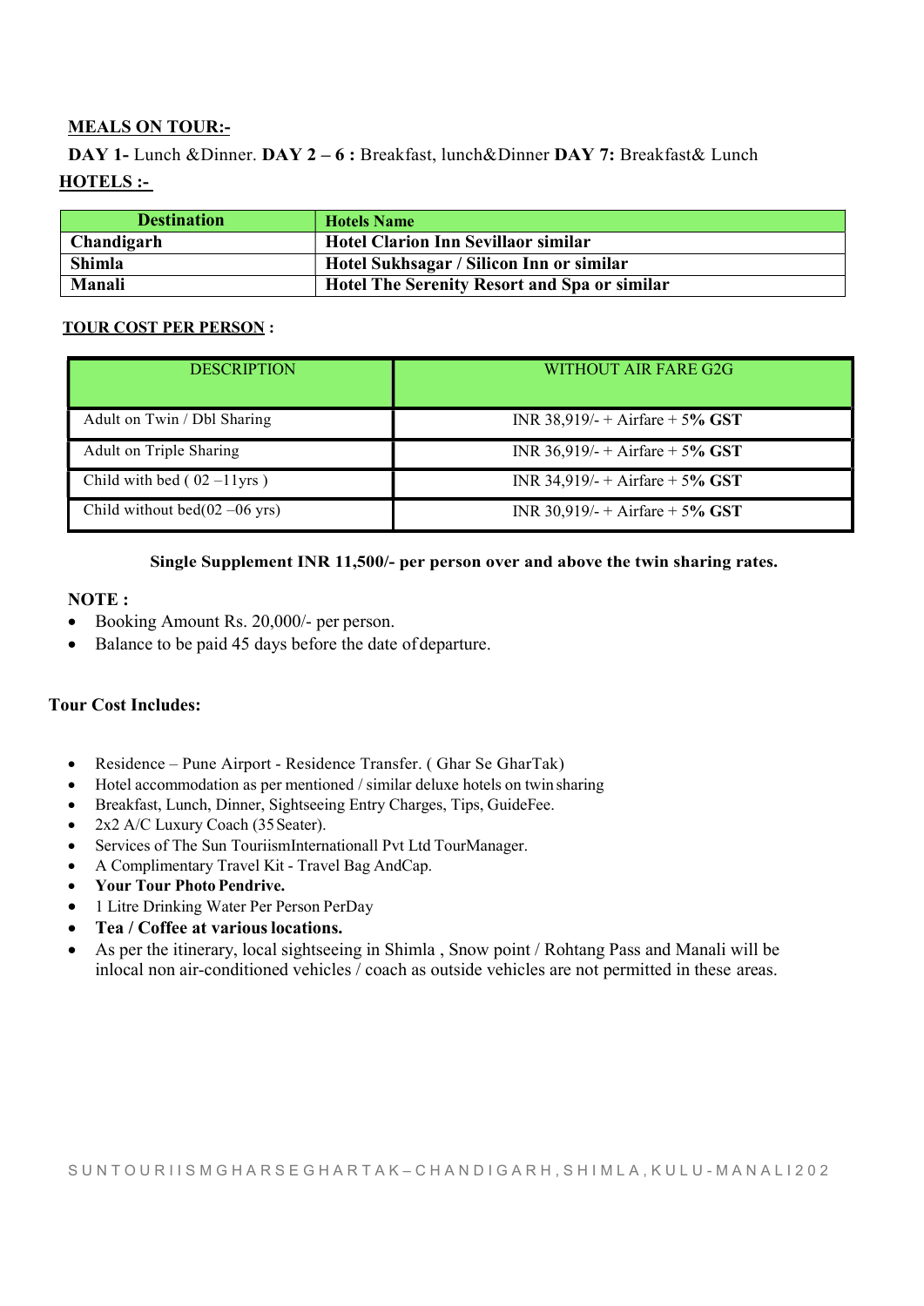**MEALS ON TOUR:-**

**DAY 1-** Lunch &Dinner. **DAY 2 – 6 :** Breakfast, lunch&Dinner **DAY 7:** Breakfast& Lunch

**HOTELS :-**

| Destination | Hotels Name |
|---|---|
| **Chandigarh** | **Hotel Clarion Inn Sevillaor similar** |
| **Shimla** | **Hotel Sukhsagar / Silicon Inn or similar** |
| **Manali** | **Hotel The Serenity Resort and Spa or similar** |

**TOUR COST PER PERSON :**

| DESCRIPTION | WITHOUT AIR FARE G2G |
|---|---|
| Adult on Twin / Dbl Sharing | INR 38,919/- + Airfare + 5**% GST** |
| Adult on Triple Sharing | INR 36,919/- + Airfare + 5**% GST** |
| Child with bed ( 02 –11yrs ) | INR 34,919/- + Airfare + 5**% GST** |
| Child without bed(02 –06 yrs) | INR 30,919/- + Airfare + 5**% GST** |

**Single Supplement INR 11,500/- per person over and above the twin sharing rates.**

**NOTE :**

- Booking Amount Rs. 20,000/- per person.
- Balance to be paid 45 days before the date ofdeparture.

**Tour Cost Includes:**

- Residence – Pune Airport - Residence Transfer. ( Ghar Se GharTak)
- Hotel accommodation as per mentioned / similar deluxe hotels on twin sharing
- Breakfast, Lunch, Dinner, Sightseeing Entry Charges, Tips, GuideFee.
- 2x2 A/C Luxury Coach (35 Seater).
- Services of The Sun TouriismInternationall Pvt Ltd TourManager.
- A Complimentary Travel Kit - Travel Bag AndCap.
- **Your Tour Photo Pendrive.**
- 1 Litre Drinking Water Per Person PerDay
- **Tea / Coffee at various locations.**
- As per the itinerary, local sightseeing in Shimla , Snow point / Rohtang Pass and Manali will be inlocal non air-conditioned vehicles / coach as outside vehicles are not permitted in these areas.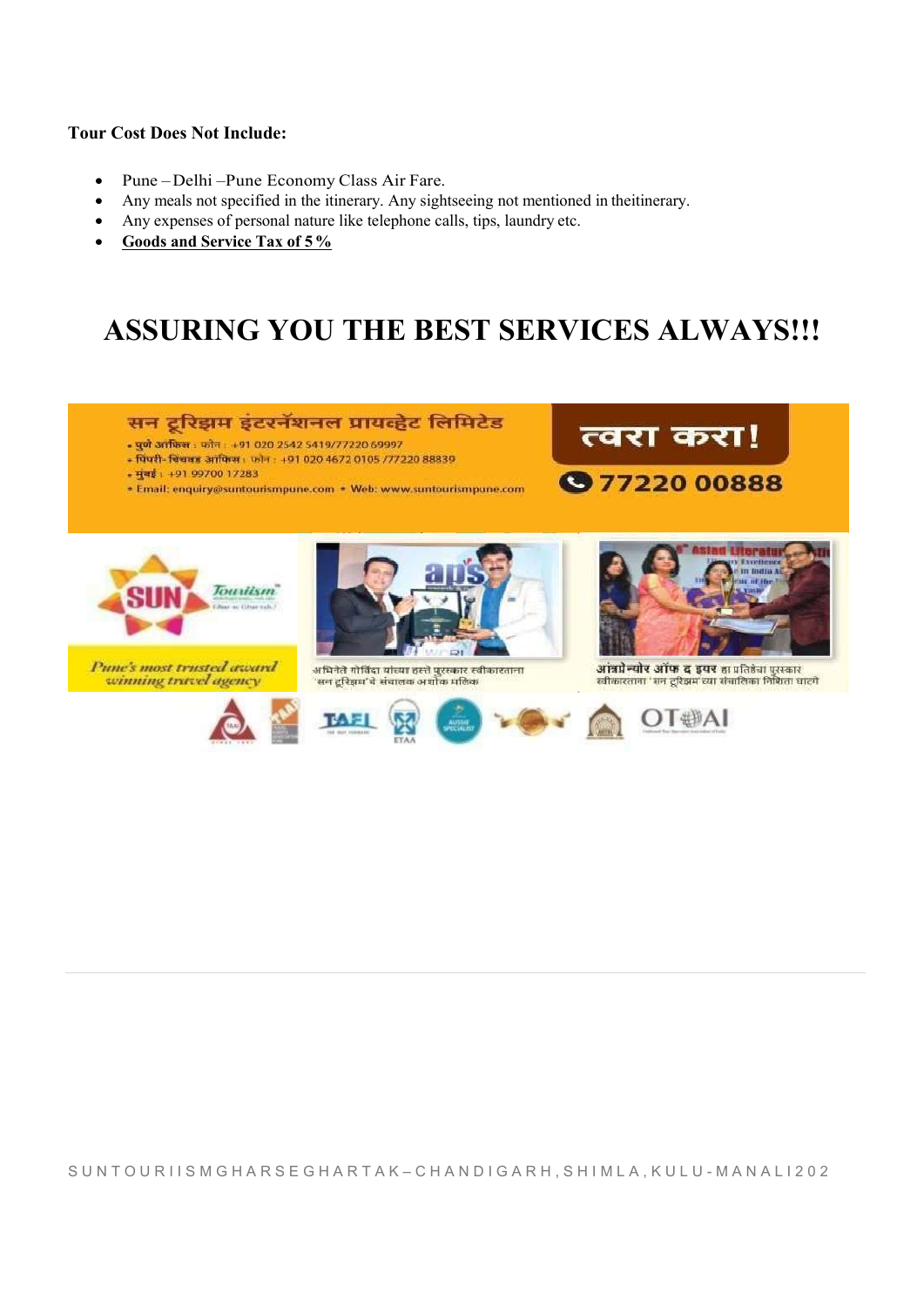**Tour Cost Does Not Include:**

- Pune – Delhi – Pune Economy Class Air Fare.
- Any meals not specified in the itinerary. Any sightseeing not mentioned in the itinerary.
- Any expenses of personal nature like telephone calls, tips, laundry etc.
- **Goods and Service Tax of 5 %**

# ASSURING YOU THE BEST SERVICES ALWAYS!!!

सन टूरिझम इंटरनॅशनल प्रायव्हेट लिमिटेड

- पुणे ऑफिस : फोन : +91 020 2542 5419/77220 69997
- पिंपरी-चिंचवड ऑफिस : फोन : +91 020 4672 0105 /77220 88839
- मुंबई : +91 99700 17283
- Email: enquiry@suntourismpune.com • Web: www.suntourismpune.com

त्वरा करा!

77220 00888

Pune's most trusted award winning travel agency

अभिनेते गोविंदा यांच्या हस्ते पुरस्कार स्वीकारताना 'सन टूरिझम'चे संचालक अशोक मलिक

आंत्रप्रेन्योर ऑफ द इयर हा प्रतिष्ठेचा पुरस्कार स्वीकारताना 'सन टूरिझम'च्या संचालिका निशिता घाटगे